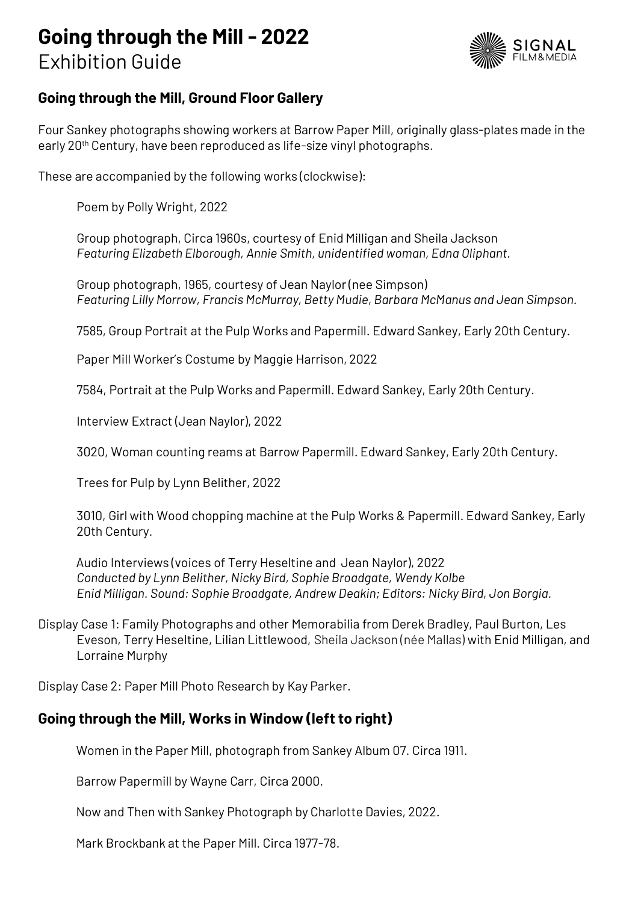# Going through the Mill - 2022

Exhibition Guide

SIGNAL FILM&MEDIA

## Going through the Mill, Ground Floor Gallery

Four Sankey photographs showing workers at Barrow Paper Mill, originally glass-plates made in the early 20th Century, have been reproduced as life-size vinyl photographs.

These are accompanied by the following works (clockwise):

Poem by Polly Wright, 2022

Group photograph, Circa 1960s, courtesy of Enid Milligan and Sheila Jackson
*Featuring Elizabeth Elborough, Annie Smith, unidentified woman, Edna Oliphant.*

Group photograph, 1965, courtesy of Jean Naylor (nee Simpson)
*Featuring Lilly Morrow, Francis McMurray, Betty Mudie, Barbara McManus and Jean Simpson.*

7585, Group Portrait at the Pulp Works and Papermill. Edward Sankey, Early 20th Century.

Paper Mill Worker's Costume by Maggie Harrison, 2022

7584, Portrait at the Pulp Works and Papermill. Edward Sankey, Early 20th Century.

Interview Extract (Jean Naylor), 2022

3020, Woman counting reams at Barrow Papermill. Edward Sankey, Early 20th Century.

Trees for Pulp by Lynn Belither, 2022

3010, Girl with Wood chopping machine at the Pulp Works & Papermill. Edward Sankey, Early 20th Century.

Audio Interviews (voices of Terry Heseltine and Jean Naylor), 2022
*Conducted by Lynn Belither, Nicky Bird, Sophie Broadgate, Wendy Kolbe Enid Milligan. Sound: Sophie Broadgate, Andrew Deakin; Editors: Nicky Bird, Jon Borgia.*

Display Case 1: Family Photographs and other Memorabilia from Derek Bradley, Paul Burton, Les Eveson, Terry Heseltine, Lilian Littlewood, Sheila Jackson (née Mallas) with Enid Milligan, and Lorraine Murphy

Display Case 2: Paper Mill Photo Research by Kay Parker.

## Going through the Mill, Works in Window (left to right)

Women in the Paper Mill, photograph from Sankey Album 07. Circa 1911.

Barrow Papermill by Wayne Carr, Circa 2000.

Now and Then with Sankey Photograph by Charlotte Davies, 2022.

Mark Brockbank at the Paper Mill. Circa 1977-78.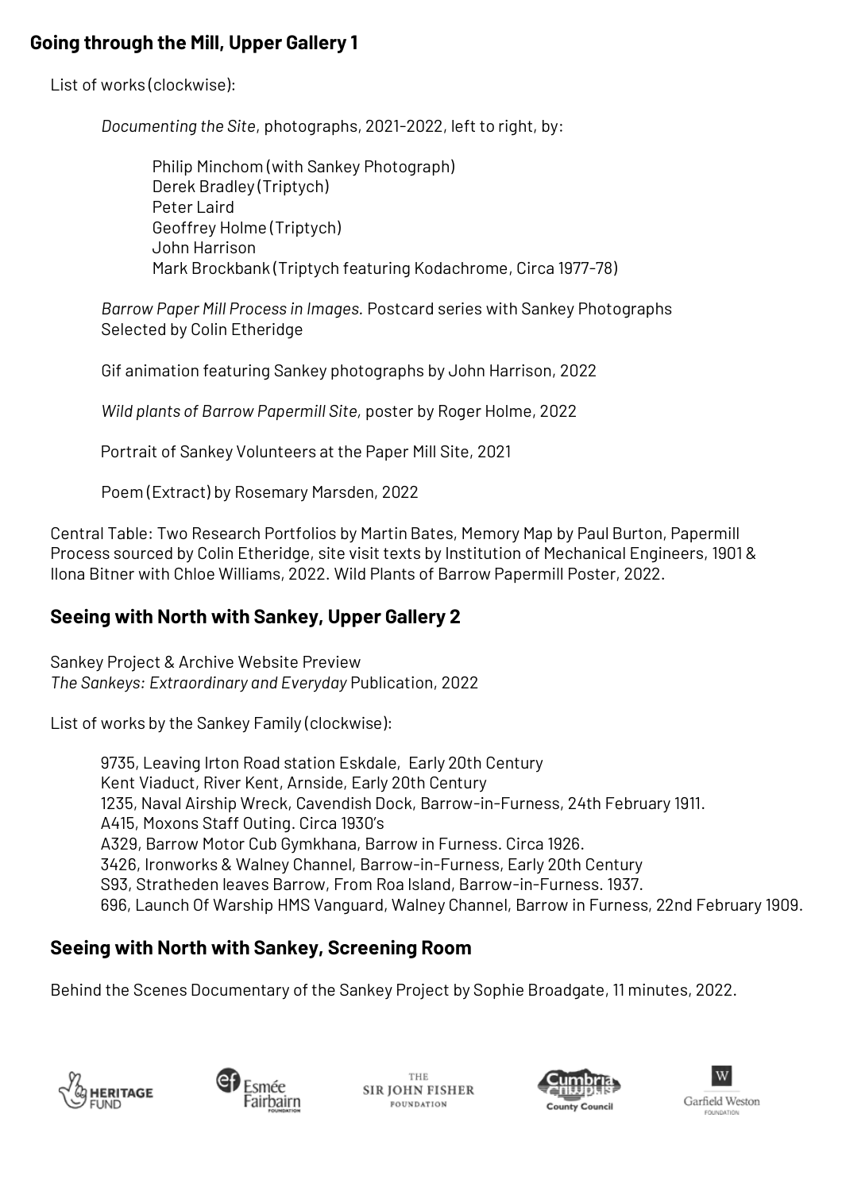## Going through the Mill, Upper Gallery 1

List of works (clockwise):

*Documenting the Site*, photographs, 2021-2022, left to right, by:

Philip Minchom (with Sankey Photograph)
Derek Bradley (Triptych)
Peter Laird
Geoffrey Holme (Triptych)
John Harrison
Mark Brockbank (Triptych featuring Kodachrome, Circa 1977-78)

*Barrow Paper Mill Process in Images.* Postcard series with Sankey Photographs Selected by Colin Etheridge

Gif animation featuring Sankey photographs by John Harrison, 2022

*Wild plants of Barrow Papermill Site*, poster by Roger Holme, 2022

Portrait of Sankey Volunteers at the Paper Mill Site, 2021

Poem (Extract) by Rosemary Marsden, 2022

Central Table: Two Research Portfolios by Martin Bates, Memory Map by Paul Burton, Papermill Process sourced by Colin Etheridge, site visit texts by Institution of Mechanical Engineers, 1901 & Ilona Bitner with Chloe Williams, 2022. Wild Plants of Barrow Papermill Poster, 2022.

## Seeing with North with Sankey, Upper Gallery 2

Sankey Project & Archive Website Preview
*The Sankeys: Extraordinary and Everyday* Publication, 2022

List of works by the Sankey Family (clockwise):

9735, Leaving Irton Road station Eskdale, Early 20th Century
Kent Viaduct, River Kent, Arnside, Early 20th Century
1235, Naval Airship Wreck, Cavendish Dock, Barrow-in-Furness, 24th February 1911.
A415, Moxons Staff Outing. Circa 1930's
A329, Barrow Motor Cub Gymkhana, Barrow in Furness. Circa 1926.
3426, Ironworks & Walney Channel, Barrow-in-Furness, Early 20th Century
S93, Stratheden leaves Barrow, From Roa Island, Barrow-in-Furness. 1937.
696, Launch Of Warship HMS Vanguard, Walney Channel, Barrow in Furness, 22nd February 1909.

## Seeing with North with Sankey, Screening Room

Behind the Scenes Documentary of the Sankey Project by Sophie Broadgate, 11 minutes, 2022.

HERITAGE FUND
Esmée Fairbairn FOUNDATION
THE SIR JOHN FISHER FOUNDATION
Cumbria County Council
Garfield Weston FOUNDATION